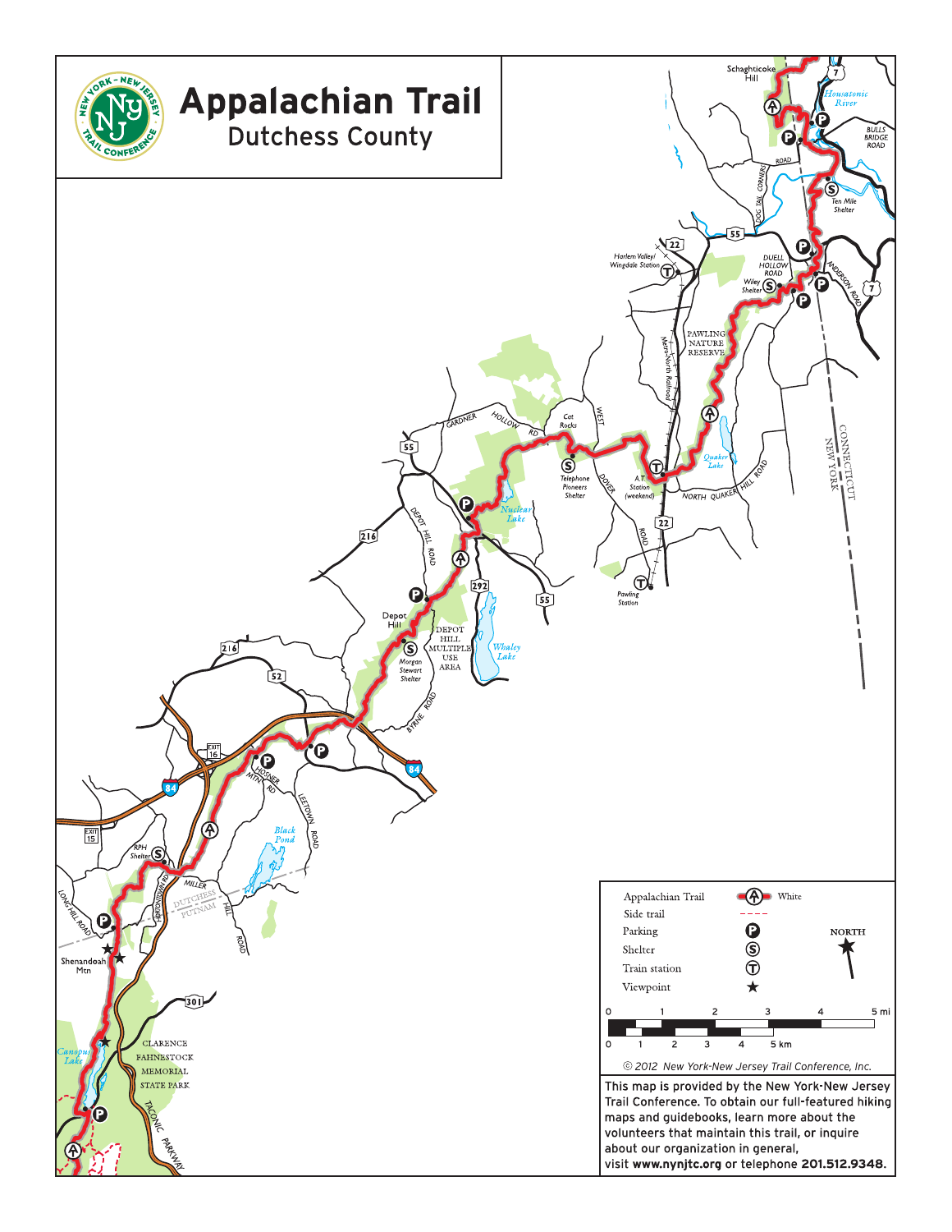# Appalachian Trail

## Dutchess County

| Legend | |
|---|---|
| Appalachian Trail | White |
| Side trail | |
| Parking | P |
| Shelter | S |
| Train station | T |
| Viewpoint | ★ |

© 2012 New York-New Jersey Trail Conference, Inc.

This map is provided by the New York-New Jersey Trail Conference. To obtain our full-featured hiking maps and guidebooks, learn more about the volunteers that maintain this trail, or inquire about our organization in general, visit **www.nynjtc.org** or telephone **201.512.9348.**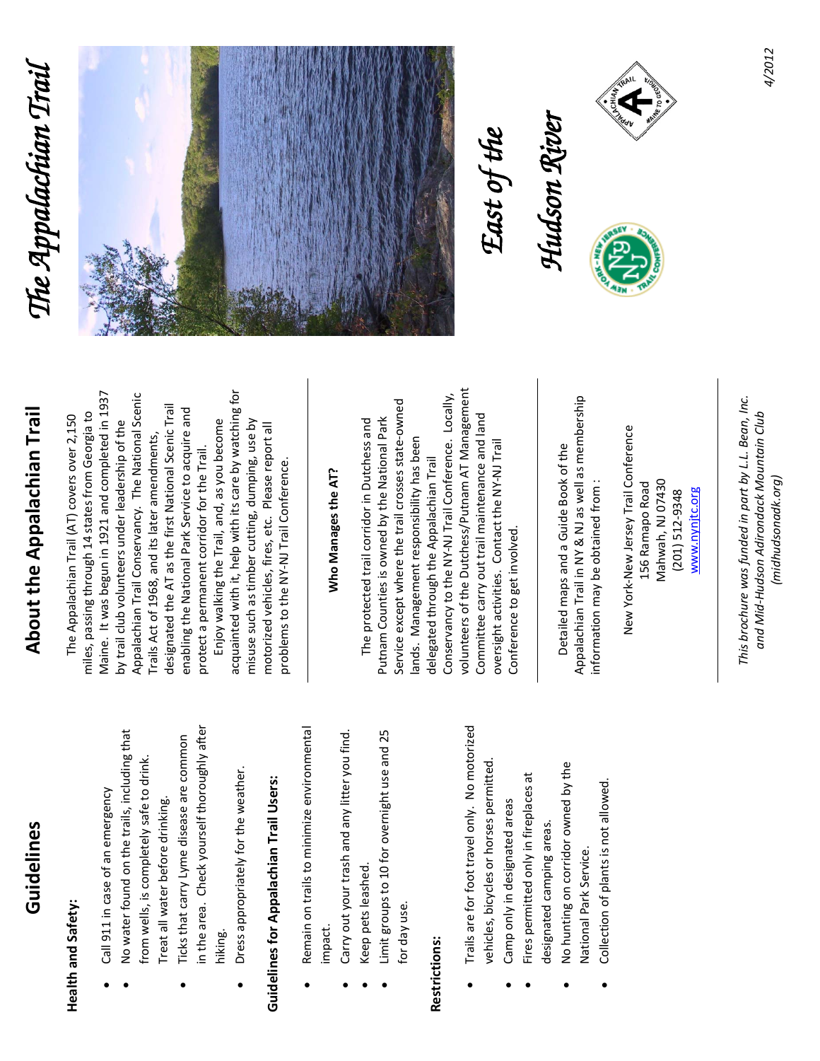# Guidelines

**Health and Safety:**

- Call 911 in case of an emergency
- No water found on the trails, including that from wells, is completely safe to drink. Treat all water before drinking.
- Ticks that carry Lyme disease are common in the area. Check yourself thoroughly after hiking.
- Dress appropriately for the weather.

**Guidelines for Appalachian Trail Users:**

- Remain on trails to minimize environmental impact.
- Carry out your trash and any litter you find.
- Keep pets leashed.
- Limit groups to 10 for overnight use and 25 for day use.

**Restrictions:**

- Trails are for foot travel only. No motorized vehicles, bicycles or horses permitted.
- Camp only in designated areas
- Fires permitted only in fireplaces at designated camping areas.
- No hunting on corridor owned by the National Park Service.
- Collection of plants is not allowed.

# About the Appalachian Trail

The Appalachian Trail (AT) covers over 2,150 miles, passing through 14 states from Georgia to Maine. It was begun in 1921 and completed in 1937 by trail club volunteers under leadership of the Appalachian Trail Conservancy. The National Scenic Trails Act of 1968, and its later amendments, designated the AT as the first National Scenic Trail enabling the National Park Service to acquire and protect a permanent corridor for the Trail.

Enjoy walking the Trail, and, as you become acquainted with it, help with its care by watching for misuse such as timber cutting, dumping, use by motorized vehicles, fires, etc. Please report all problems to the NY-NJ Trail Conference.

**Who Manages the AT?**

The protected trail corridor in Dutchess and Putnam Counties is owned by the National Park Service except where the trail crosses state-owned lands. Management responsibility has been delegated through the Appalachian Trail Conservancy to the NY-NJ Trail Conference. Locally, volunteers of the Dutchess/Putnam AT Management Committee carry out trail maintenance and land oversight activities. Contact the NY-NJ Trail Conference to get involved.

Detailed maps and a Guide Book of the Appalachian Trail in NY & NJ as well as membership information may be obtained from :

New York-New Jersey Trail Conference
156 Ramapo Road
Mahwah, NJ 07430
(201) 512-9348
www.nynjtc.org

*This brochure was funded in part by L.L. Bean, Inc. and Mid-Hudson Adirondack Mountain Club (midhudsonadk.org)*

# *The Appalachian Trail*

## *East of the Hudson River*

4/2012